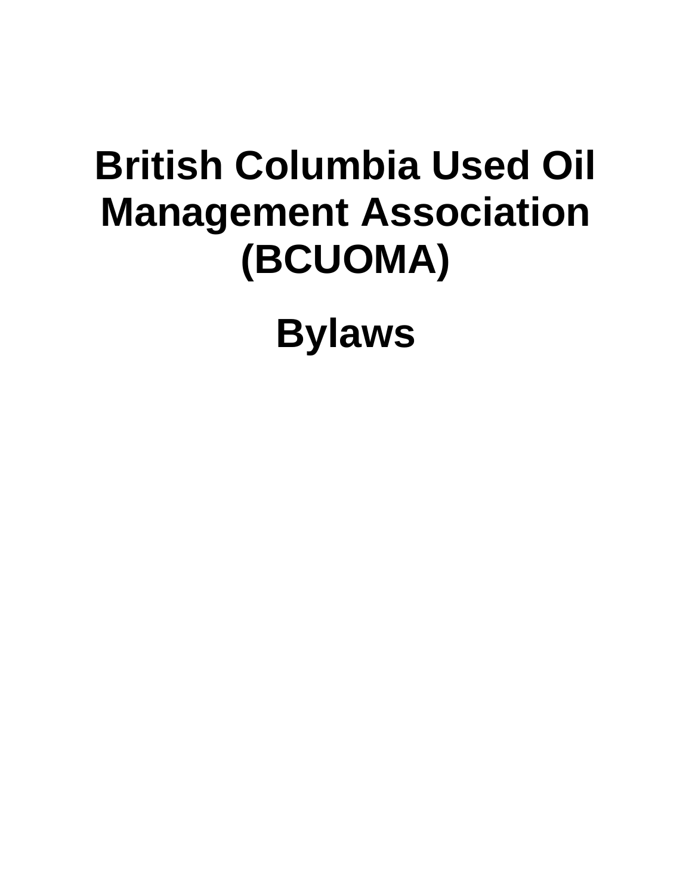# British Columbia Used Oil Management Association (BCUOMA)

# Bylaws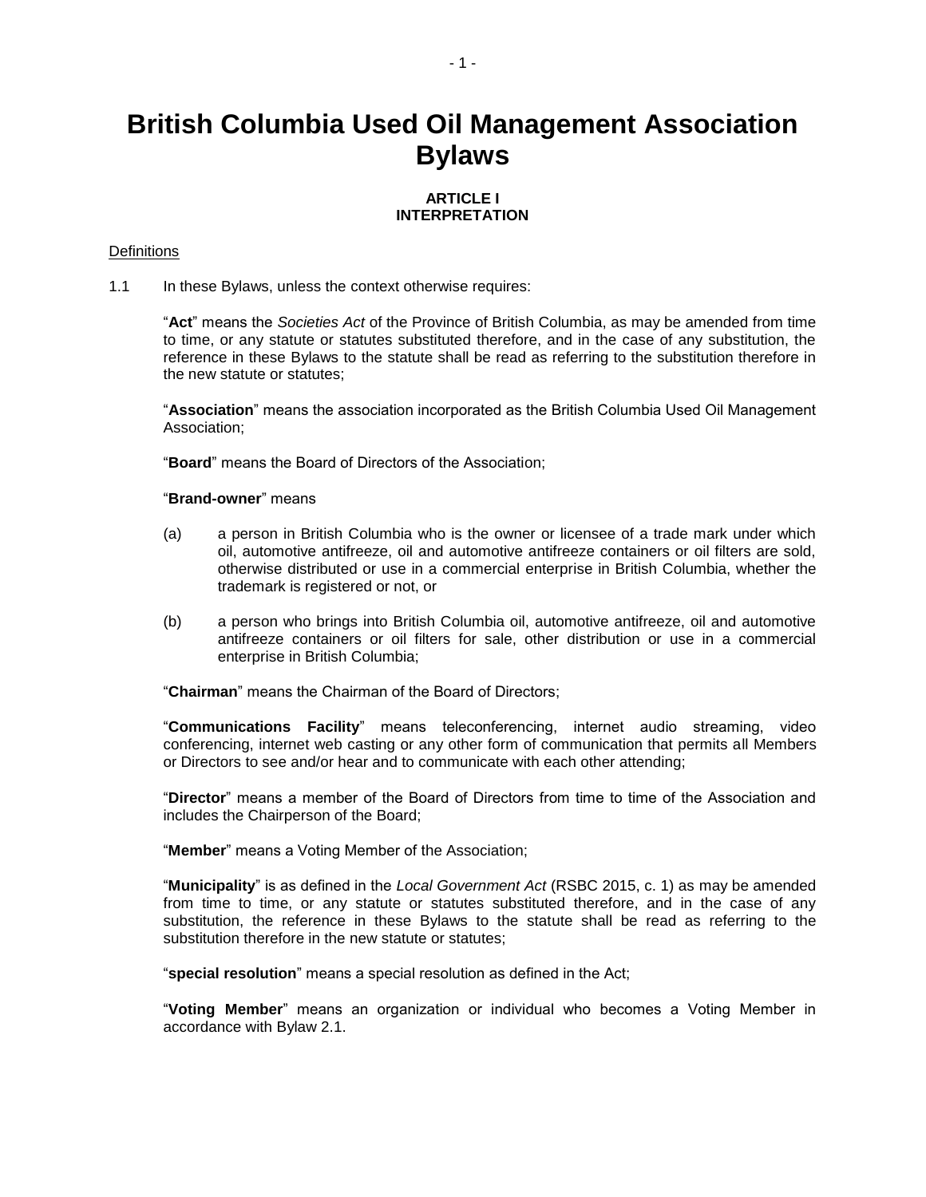# British Columbia Used Oil Management Association Bylaws

## ARTICLE I
## INTERPRETATION

Definitions

1.1 In these Bylaws, unless the context otherwise requires:

"**Act**" means the *Societies Act* of the Province of British Columbia, as may be amended from time to time, or any statute or statutes substituted therefore, and in the case of any substitution, the reference in these Bylaws to the statute shall be read as referring to the substitution therefore in the new statute or statutes;

"**Association**" means the association incorporated as the British Columbia Used Oil Management Association;

"**Board**" means the Board of Directors of the Association;

"**Brand-owner**" means

(a) a person in British Columbia who is the owner or licensee of a trade mark under which oil, automotive antifreeze, oil and automotive antifreeze containers or oil filters are sold, otherwise distributed or use in a commercial enterprise in British Columbia, whether the trademark is registered or not, or

(b) a person who brings into British Columbia oil, automotive antifreeze, oil and automotive antifreeze containers or oil filters for sale, other distribution or use in a commercial enterprise in British Columbia;

"**Chairman**" means the Chairman of the Board of Directors;

"**Communications Facility**" means teleconferencing, internet audio streaming, video conferencing, internet web casting or any other form of communication that permits all Members or Directors to see and/or hear and to communicate with each other attending;

"**Director**" means a member of the Board of Directors from time to time of the Association and includes the Chairperson of the Board;

"**Member**" means a Voting Member of the Association;

"**Municipality**" is as defined in the *Local Government Act* (RSBC 2015, c. 1) as may be amended from time to time, or any statute or statutes substituted therefore, and in the case of any substitution, the reference in these Bylaws to the statute shall be read as referring to the substitution therefore in the new statute or statutes;

"**special resolution**" means a special resolution as defined in the Act;

"**Voting Member**" means an organization or individual who becomes a Voting Member in accordance with Bylaw 2.1.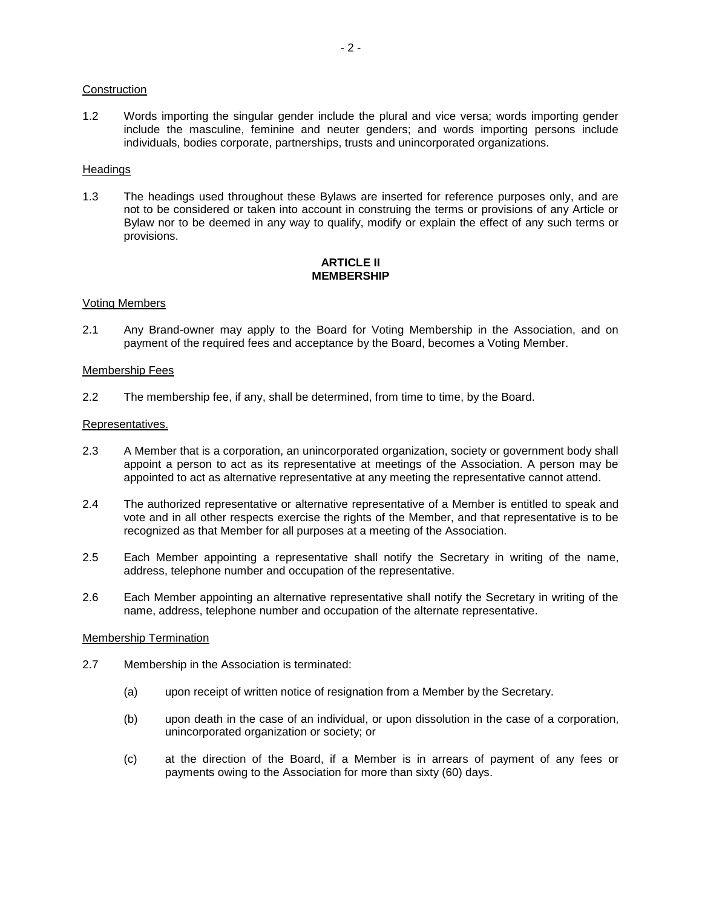Construction

1.2 Words importing the singular gender include the plural and vice versa; words importing gender include the masculine, feminine and neuter genders; and words importing persons include individuals, bodies corporate, partnerships, trusts and unincorporated organizations.

Headings

1.3 The headings used throughout these Bylaws are inserted for reference purposes only, and are not to be considered or taken into account in construing the terms or provisions of any Article or Bylaw nor to be deemed in any way to qualify, modify or explain the effect of any such terms or provisions.

## ARTICLE II
## MEMBERSHIP

Voting Members

2.1 Any Brand-owner may apply to the Board for Voting Membership in the Association, and on payment of the required fees and acceptance by the Board, becomes a Voting Member.

Membership Fees

2.2 The membership fee, if any, shall be determined, from time to time, by the Board.

Representatives.

2.3 A Member that is a corporation, an unincorporated organization, society or government body shall appoint a person to act as its representative at meetings of the Association. A person may be appointed to act as alternative representative at any meeting the representative cannot attend.

2.4 The authorized representative or alternative representative of a Member is entitled to speak and vote and in all other respects exercise the rights of the Member, and that representative is to be recognized as that Member for all purposes at a meeting of the Association.

2.5 Each Member appointing a representative shall notify the Secretary in writing of the name, address, telephone number and occupation of the representative.

2.6 Each Member appointing an alternative representative shall notify the Secretary in writing of the name, address, telephone number and occupation of the alternate representative.

Membership Termination

2.7 Membership in the Association is terminated:

(a) upon receipt of written notice of resignation from a Member by the Secretary.

(b) upon death in the case of an individual, or upon dissolution in the case of a corporation, unincorporated organization or society; or

(c) at the direction of the Board, if a Member is in arrears of payment of any fees or payments owing to the Association for more than sixty (60) days.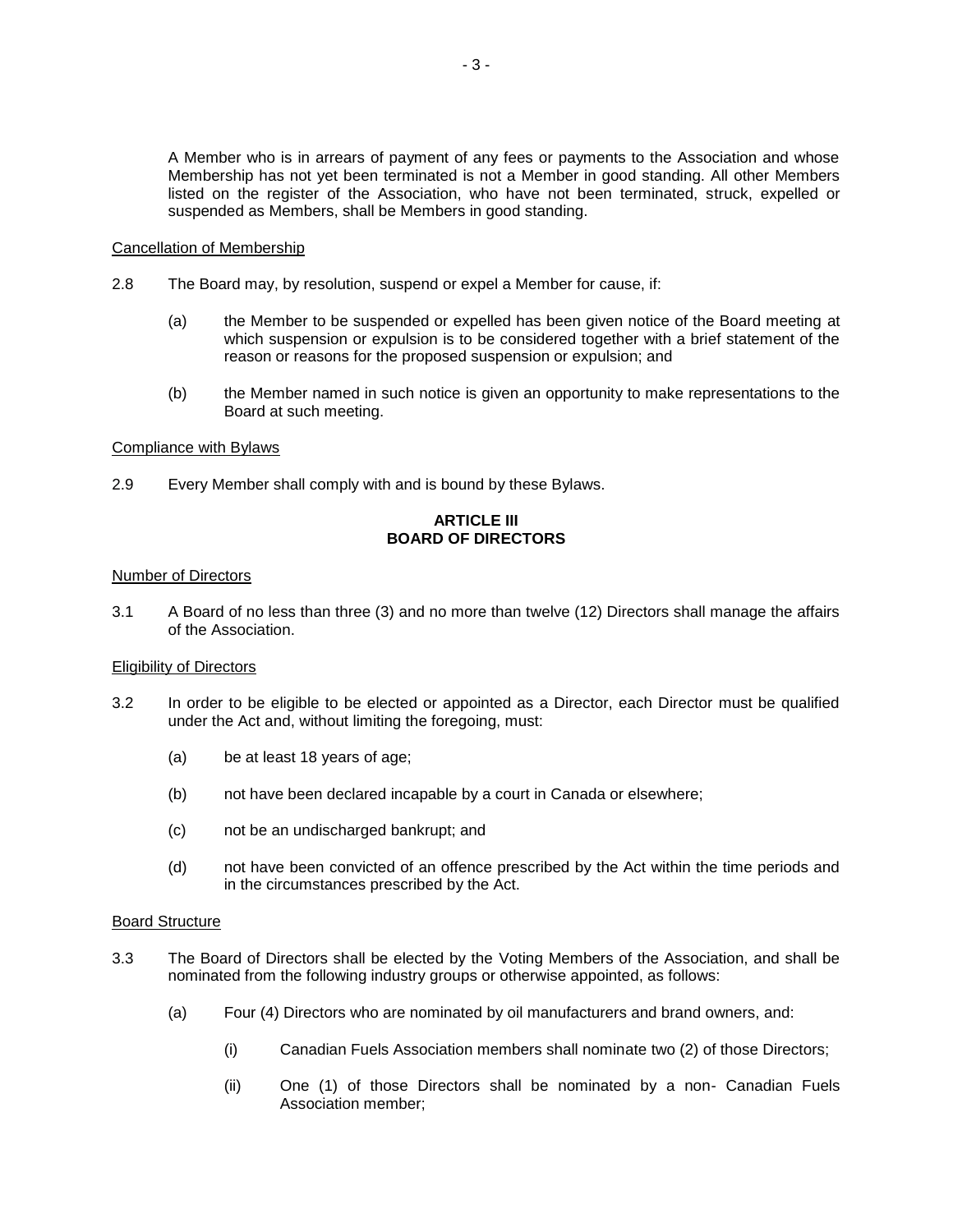A Member who is in arrears of payment of any fees or payments to the Association and whose Membership has not yet been terminated is not a Member in good standing. All other Members listed on the register of the Association, who have not been terminated, struck, expelled or suspended as Members, shall be Members in good standing.

Cancellation of Membership

2.8 The Board may, by resolution, suspend or expel a Member for cause, if:

(a) the Member to be suspended or expelled has been given notice of the Board meeting at which suspension or expulsion is to be considered together with a brief statement of the reason or reasons for the proposed suspension or expulsion; and

(b) the Member named in such notice is given an opportunity to make representations to the Board at such meeting.

Compliance with Bylaws

2.9 Every Member shall comply with and is bound by these Bylaws.

## ARTICLE III
## BOARD OF DIRECTORS

Number of Directors

3.1 A Board of no less than three (3) and no more than twelve (12) Directors shall manage the affairs of the Association.

Eligibility of Directors

3.2 In order to be eligible to be elected or appointed as a Director, each Director must be qualified under the Act and, without limiting the foregoing, must:

(a) be at least 18 years of age;

(b) not have been declared incapable by a court in Canada or elsewhere;

(c) not be an undischarged bankrupt; and

(d) not have been convicted of an offence prescribed by the Act within the time periods and in the circumstances prescribed by the Act.

Board Structure

3.3 The Board of Directors shall be elected by the Voting Members of the Association, and shall be nominated from the following industry groups or otherwise appointed, as follows:

(a) Four (4) Directors who are nominated by oil manufacturers and brand owners, and:

(i) Canadian Fuels Association members shall nominate two (2) of those Directors;

(ii) One (1) of those Directors shall be nominated by a non- Canadian Fuels Association member;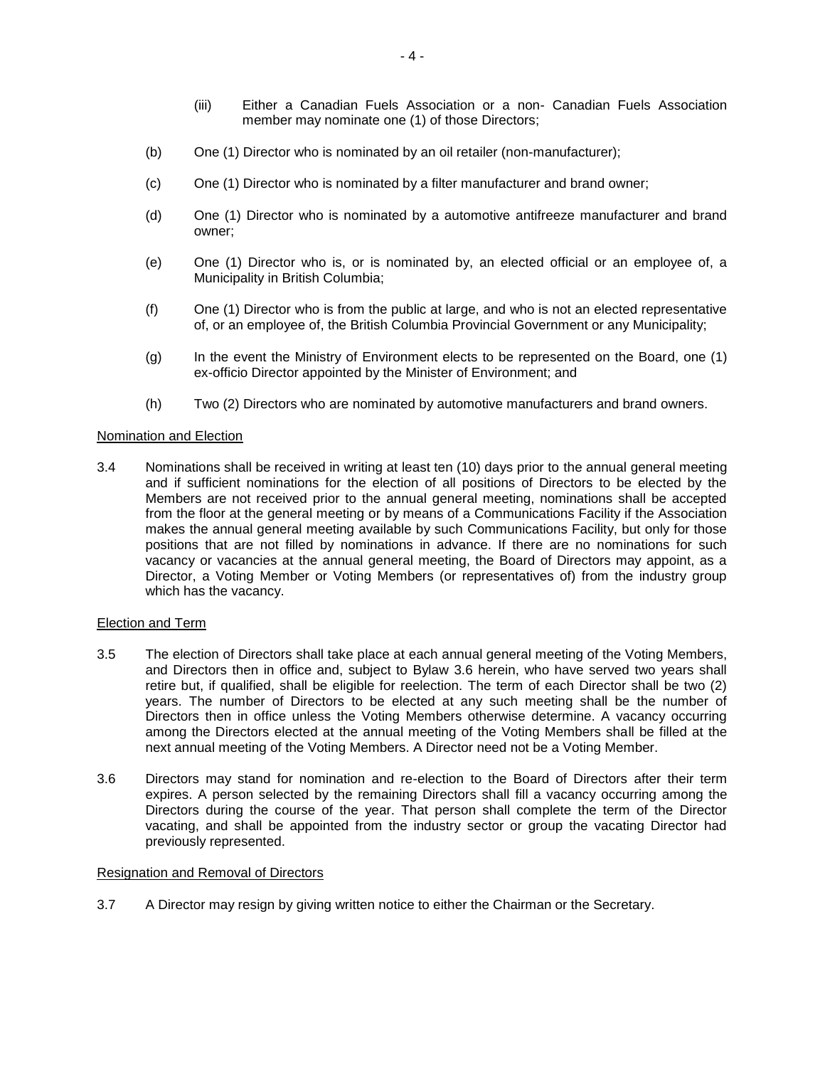(iii) Either a Canadian Fuels Association or a non- Canadian Fuels Association member may nominate one (1) of those Directors;

(b) One (1) Director who is nominated by an oil retailer (non-manufacturer);

(c) One (1) Director who is nominated by a filter manufacturer and brand owner;

(d) One (1) Director who is nominated by a automotive antifreeze manufacturer and brand owner;

(e) One (1) Director who is, or is nominated by, an elected official or an employee of, a Municipality in British Columbia;

(f) One (1) Director who is from the public at large, and who is not an elected representative of, or an employee of, the British Columbia Provincial Government or any Municipality;

(g) In the event the Ministry of Environment elects to be represented on the Board, one (1) ex-officio Director appointed by the Minister of Environment; and

(h) Two (2) Directors who are nominated by automotive manufacturers and brand owners.

<u>Nomination and Election</u>

3.4 Nominations shall be received in writing at least ten (10) days prior to the annual general meeting and if sufficient nominations for the election of all positions of Directors to be elected by the Members are not received prior to the annual general meeting, nominations shall be accepted from the floor at the general meeting or by means of a Communications Facility if the Association makes the annual general meeting available by such Communications Facility, but only for those positions that are not filled by nominations in advance. If there are no nominations for such vacancy or vacancies at the annual general meeting, the Board of Directors may appoint, as a Director, a Voting Member or Voting Members (or representatives of) from the industry group which has the vacancy.

<u>Election and Term</u>

3.5 The election of Directors shall take place at each annual general meeting of the Voting Members, and Directors then in office and, subject to Bylaw 3.6 herein, who have served two years shall retire but, if qualified, shall be eligible for reelection. The term of each Director shall be two (2) years. The number of Directors to be elected at any such meeting shall be the number of Directors then in office unless the Voting Members otherwise determine. A vacancy occurring among the Directors elected at the annual meeting of the Voting Members shall be filled at the next annual meeting of the Voting Members. A Director need not be a Voting Member.

3.6 Directors may stand for nomination and re-election to the Board of Directors after their term expires. A person selected by the remaining Directors shall fill a vacancy occurring among the Directors during the course of the year. That person shall complete the term of the Director vacating, and shall be appointed from the industry sector or group the vacating Director had previously represented.

<u>Resignation and Removal of Directors</u>

3.7 A Director may resign by giving written notice to either the Chairman or the Secretary.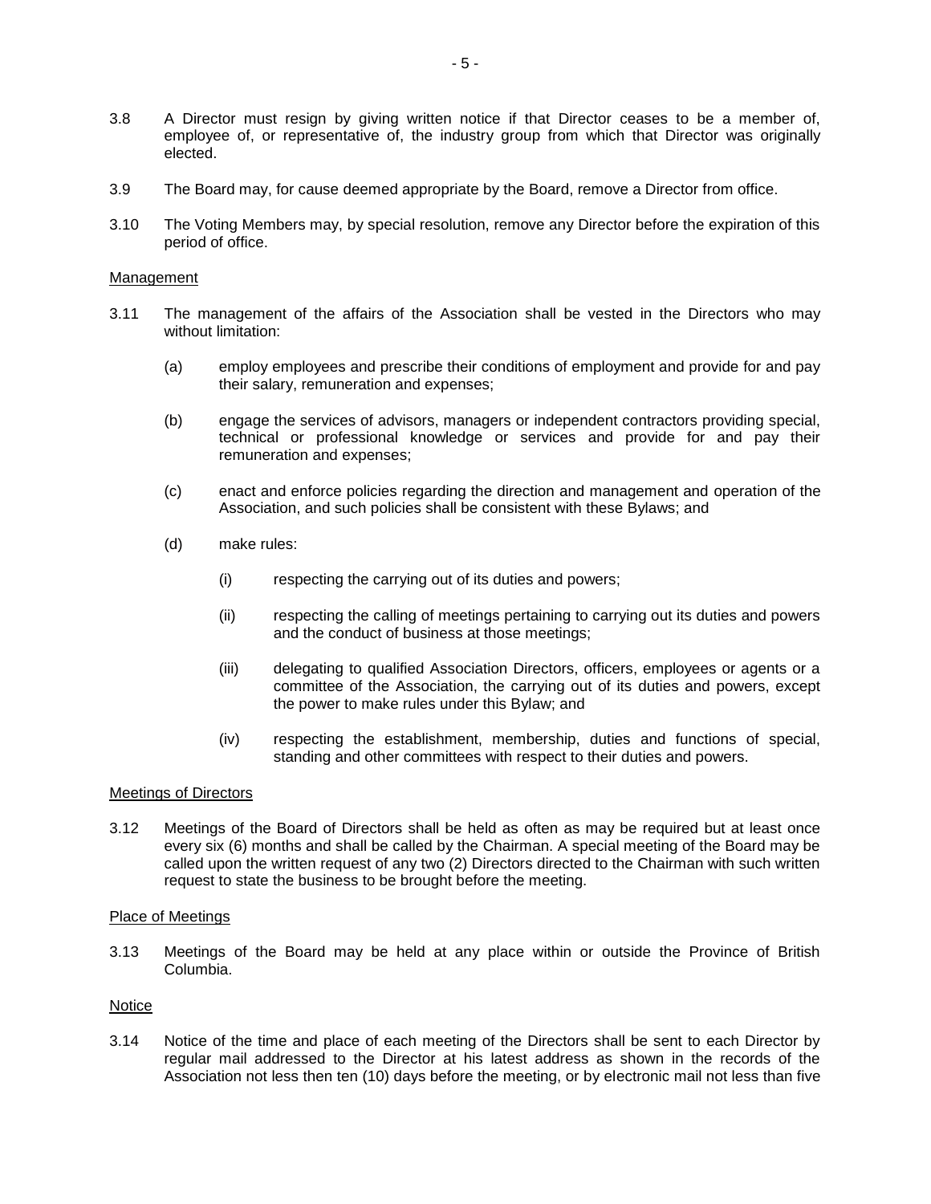3.8 A Director must resign by giving written notice if that Director ceases to be a member of, employee of, or representative of, the industry group from which that Director was originally elected.

3.9 The Board may, for cause deemed appropriate by the Board, remove a Director from office.

3.10 The Voting Members may, by special resolution, remove any Director before the expiration of this period of office.

<u>Management</u>

3.11 The management of the affairs of the Association shall be vested in the Directors who may without limitation:

- (a) employ employees and prescribe their conditions of employment and provide for and pay their salary, remuneration and expenses;
- (b) engage the services of advisors, managers or independent contractors providing special, technical or professional knowledge or services and provide for and pay their remuneration and expenses;
- (c) enact and enforce policies regarding the direction and management and operation of the Association, and such policies shall be consistent with these Bylaws; and
- (d) make rules:
  - (i) respecting the carrying out of its duties and powers;
  - (ii) respecting the calling of meetings pertaining to carrying out its duties and powers and the conduct of business at those meetings;
  - (iii) delegating to qualified Association Directors, officers, employees or agents or a committee of the Association, the carrying out of its duties and powers, except the power to make rules under this Bylaw; and
  - (iv) respecting the establishment, membership, duties and functions of special, standing and other committees with respect to their duties and powers.

<u>Meetings of Directors</u>

3.12 Meetings of the Board of Directors shall be held as often as may be required but at least once every six (6) months and shall be called by the Chairman. A special meeting of the Board may be called upon the written request of any two (2) Directors directed to the Chairman with such written request to state the business to be brought before the meeting.

<u>Place of Meetings</u>

3.13 Meetings of the Board may be held at any place within or outside the Province of British Columbia.

<u>Notice</u>

3.14 Notice of the time and place of each meeting of the Directors shall be sent to each Director by regular mail addressed to the Director at his latest address as shown in the records of the Association not less then ten (10) days before the meeting, or by electronic mail not less than five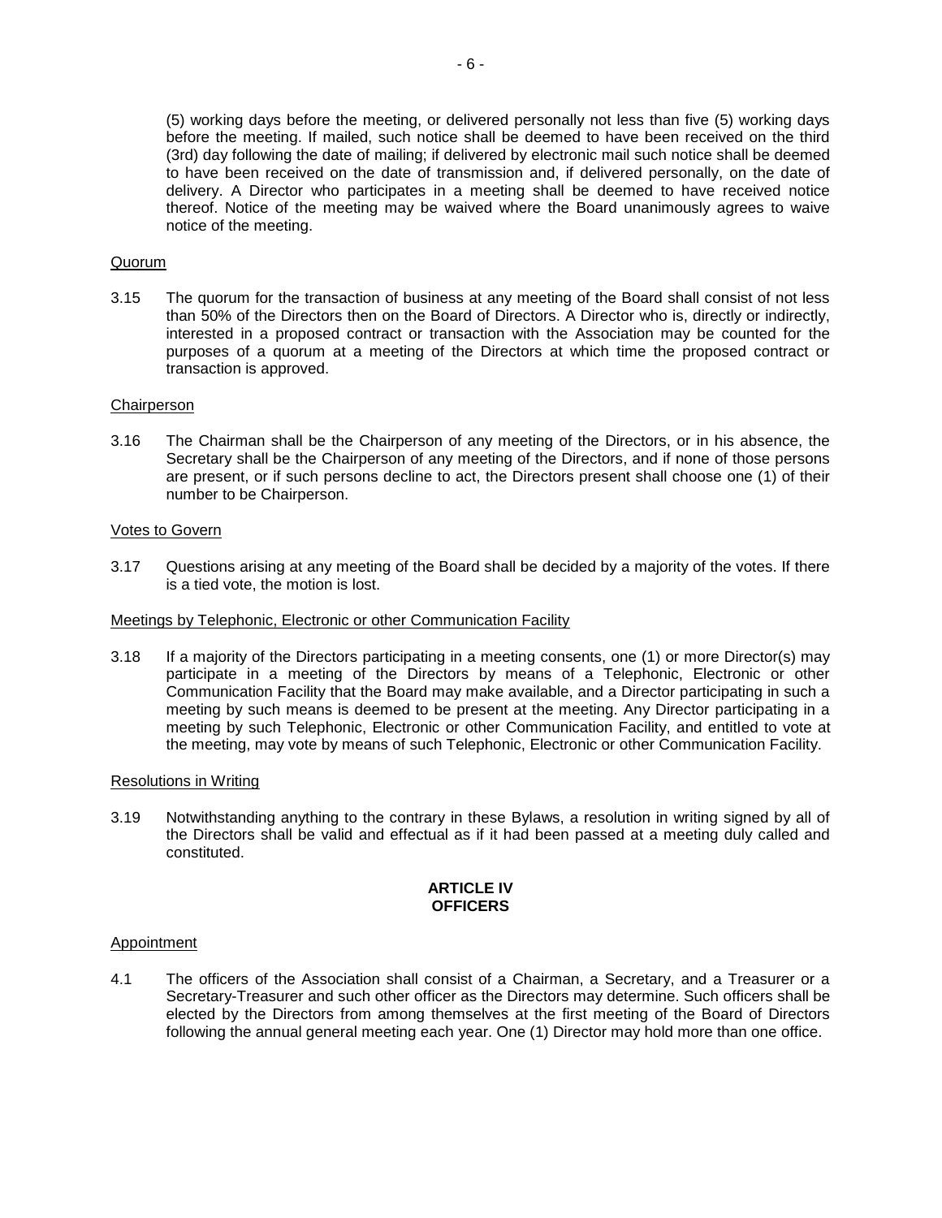(5) working days before the meeting, or delivered personally not less than five (5) working days before the meeting. If mailed, such notice shall be deemed to have been received on the third (3rd) day following the date of mailing; if delivered by electronic mail such notice shall be deemed to have been received on the date of transmission and, if delivered personally, on the date of delivery. A Director who participates in a meeting shall be deemed to have received notice thereof. Notice of the meeting may be waived where the Board unanimously agrees to waive notice of the meeting.

Quorum

3.15 The quorum for the transaction of business at any meeting of the Board shall consist of not less than 50% of the Directors then on the Board of Directors. A Director who is, directly or indirectly, interested in a proposed contract or transaction with the Association may be counted for the purposes of a quorum at a meeting of the Directors at which time the proposed contract or transaction is approved.

Chairperson

3.16 The Chairman shall be the Chairperson of any meeting of the Directors, or in his absence, the Secretary shall be the Chairperson of any meeting of the Directors, and if none of those persons are present, or if such persons decline to act, the Directors present shall choose one (1) of their number to be Chairperson.

Votes to Govern

3.17 Questions arising at any meeting of the Board shall be decided by a majority of the votes. If there is a tied vote, the motion is lost.

Meetings by Telephonic, Electronic or other Communication Facility

3.18 If a majority of the Directors participating in a meeting consents, one (1) or more Director(s) may participate in a meeting of the Directors by means of a Telephonic, Electronic or other Communication Facility that the Board may make available, and a Director participating in such a meeting by such means is deemed to be present at the meeting. Any Director participating in a meeting by such Telephonic, Electronic or other Communication Facility, and entitled to vote at the meeting, may vote by means of such Telephonic, Electronic or other Communication Facility.

Resolutions in Writing

3.19 Notwithstanding anything to the contrary in these Bylaws, a resolution in writing signed by all of the Directors shall be valid and effectual as if it had been passed at a meeting duly called and constituted.

## ARTICLE IV
## OFFICERS

Appointment

4.1 The officers of the Association shall consist of a Chairman, a Secretary, and a Treasurer or a Secretary-Treasurer and such other officer as the Directors may determine. Such officers shall be elected by the Directors from among themselves at the first meeting of the Board of Directors following the annual general meeting each year. One (1) Director may hold more than one office.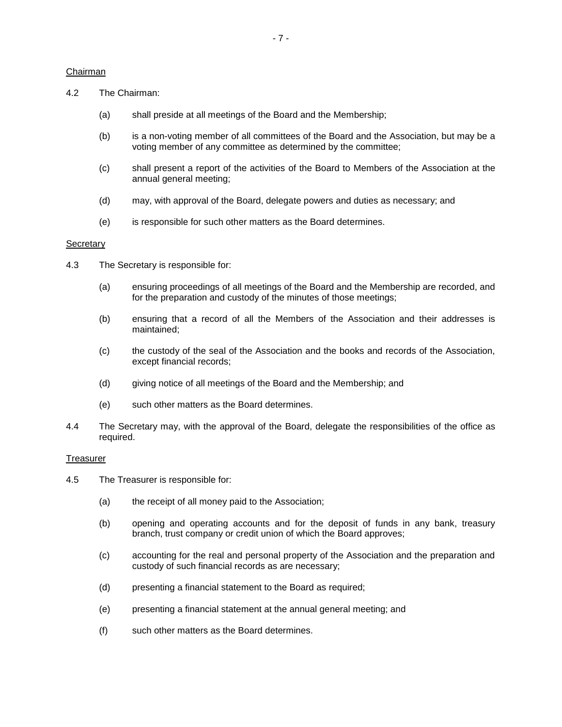Chairman

4.2 The Chairman:

(a) shall preside at all meetings of the Board and the Membership;

(b) is a non-voting member of all committees of the Board and the Association, but may be a voting member of any committee as determined by the committee;

(c) shall present a report of the activities of the Board to Members of the Association at the annual general meeting;

(d) may, with approval of the Board, delegate powers and duties as necessary; and

(e) is responsible for such other matters as the Board determines.

Secretary

4.3 The Secretary is responsible for:

(a) ensuring proceedings of all meetings of the Board and the Membership are recorded, and for the preparation and custody of the minutes of those meetings;

(b) ensuring that a record of all the Members of the Association and their addresses is maintained;

(c) the custody of the seal of the Association and the books and records of the Association, except financial records;

(d) giving notice of all meetings of the Board and the Membership; and

(e) such other matters as the Board determines.

4.4 The Secretary may, with the approval of the Board, delegate the responsibilities of the office as required.

Treasurer

4.5 The Treasurer is responsible for:

(a) the receipt of all money paid to the Association;

(b) opening and operating accounts and for the deposit of funds in any bank, treasury branch, trust company or credit union of which the Board approves;

(c) accounting for the real and personal property of the Association and the preparation and custody of such financial records as are necessary;

(d) presenting a financial statement to the Board as required;

(e) presenting a financial statement at the annual general meeting; and

(f) such other matters as the Board determines.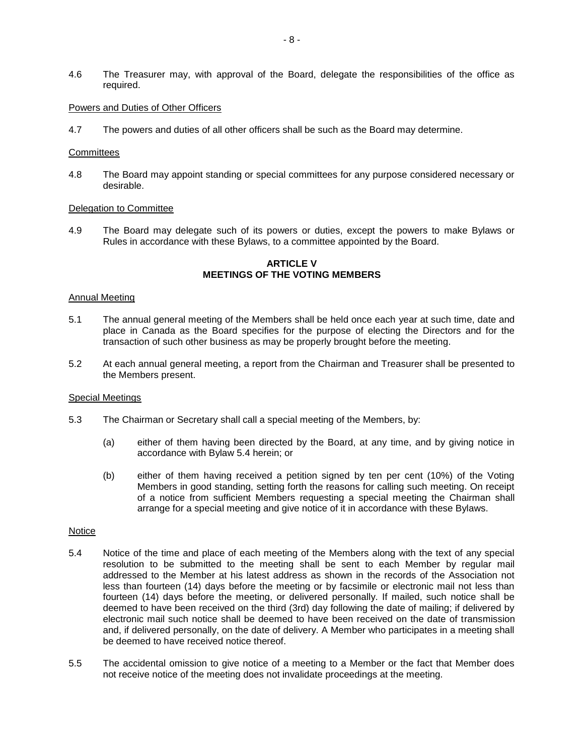4.6 The Treasurer may, with approval of the Board, delegate the responsibilities of the office as required.

Powers and Duties of Other Officers

4.7 The powers and duties of all other officers shall be such as the Board may determine.

Committees

4.8 The Board may appoint standing or special committees for any purpose considered necessary or desirable.

Delegation to Committee

4.9 The Board may delegate such of its powers or duties, except the powers to make Bylaws or Rules in accordance with these Bylaws, to a committee appointed by the Board.

## ARTICLE V
## MEETINGS OF THE VOTING MEMBERS

Annual Meeting

5.1 The annual general meeting of the Members shall be held once each year at such time, date and place in Canada as the Board specifies for the purpose of electing the Directors and for the transaction of such other business as may be properly brought before the meeting.

5.2 At each annual general meeting, a report from the Chairman and Treasurer shall be presented to the Members present.

Special Meetings

5.3 The Chairman or Secretary shall call a special meeting of the Members, by:

(a) either of them having been directed by the Board, at any time, and by giving notice in accordance with Bylaw 5.4 herein; or

(b) either of them having received a petition signed by ten per cent (10%) of the Voting Members in good standing, setting forth the reasons for calling such meeting. On receipt of a notice from sufficient Members requesting a special meeting the Chairman shall arrange for a special meeting and give notice of it in accordance with these Bylaws.

Notice

5.4 Notice of the time and place of each meeting of the Members along with the text of any special resolution to be submitted to the meeting shall be sent to each Member by regular mail addressed to the Member at his latest address as shown in the records of the Association not less than fourteen (14) days before the meeting or by facsimile or electronic mail not less than fourteen (14) days before the meeting, or delivered personally. If mailed, such notice shall be deemed to have been received on the third (3rd) day following the date of mailing; if delivered by electronic mail such notice shall be deemed to have been received on the date of transmission and, if delivered personally, on the date of delivery. A Member who participates in a meeting shall be deemed to have received notice thereof.

5.5 The accidental omission to give notice of a meeting to a Member or the fact that Member does not receive notice of the meeting does not invalidate proceedings at the meeting.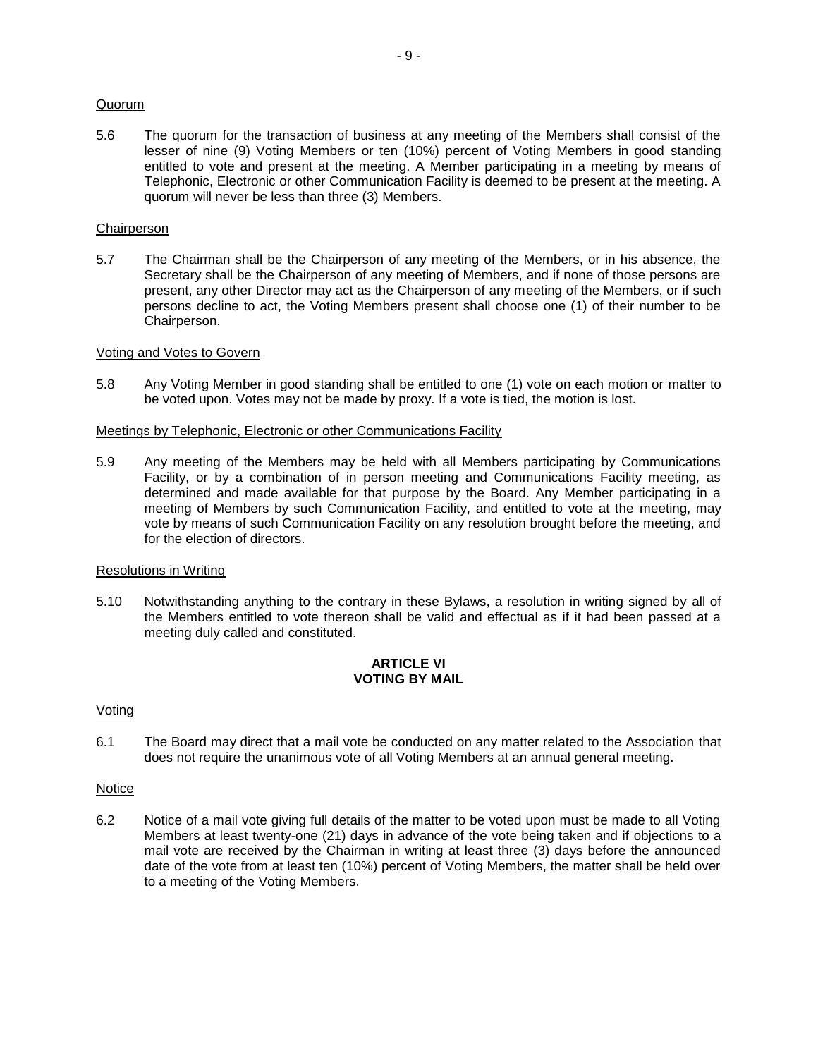Quorum

5.6 The quorum for the transaction of business at any meeting of the Members shall consist of the lesser of nine (9) Voting Members or ten (10%) percent of Voting Members in good standing entitled to vote and present at the meeting. A Member participating in a meeting by means of Telephonic, Electronic or other Communication Facility is deemed to be present at the meeting. A quorum will never be less than three (3) Members.

Chairperson

5.7 The Chairman shall be the Chairperson of any meeting of the Members, or in his absence, the Secretary shall be the Chairperson of any meeting of Members, and if none of those persons are present, any other Director may act as the Chairperson of any meeting of the Members, or if such persons decline to act, the Voting Members present shall choose one (1) of their number to be Chairperson.

Voting and Votes to Govern

5.8 Any Voting Member in good standing shall be entitled to one (1) vote on each motion or matter to be voted upon. Votes may not be made by proxy. If a vote is tied, the motion is lost.

Meetings by Telephonic, Electronic or other Communications Facility

5.9 Any meeting of the Members may be held with all Members participating by Communications Facility, or by a combination of in person meeting and Communications Facility meeting, as determined and made available for that purpose by the Board. Any Member participating in a meeting of Members by such Communication Facility, and entitled to vote at the meeting, may vote by means of such Communication Facility on any resolution brought before the meeting, and for the election of directors.

Resolutions in Writing

5.10 Notwithstanding anything to the contrary in these Bylaws, a resolution in writing signed by all of the Members entitled to vote thereon shall be valid and effectual as if it had been passed at a meeting duly called and constituted.

## ARTICLE VI
## VOTING BY MAIL

Voting

6.1 The Board may direct that a mail vote be conducted on any matter related to the Association that does not require the unanimous vote of all Voting Members at an annual general meeting.

Notice

6.2 Notice of a mail vote giving full details of the matter to be voted upon must be made to all Voting Members at least twenty-one (21) days in advance of the vote being taken and if objections to a mail vote are received by the Chairman in writing at least three (3) days before the announced date of the vote from at least ten (10%) percent of Voting Members, the matter shall be held over to a meeting of the Voting Members.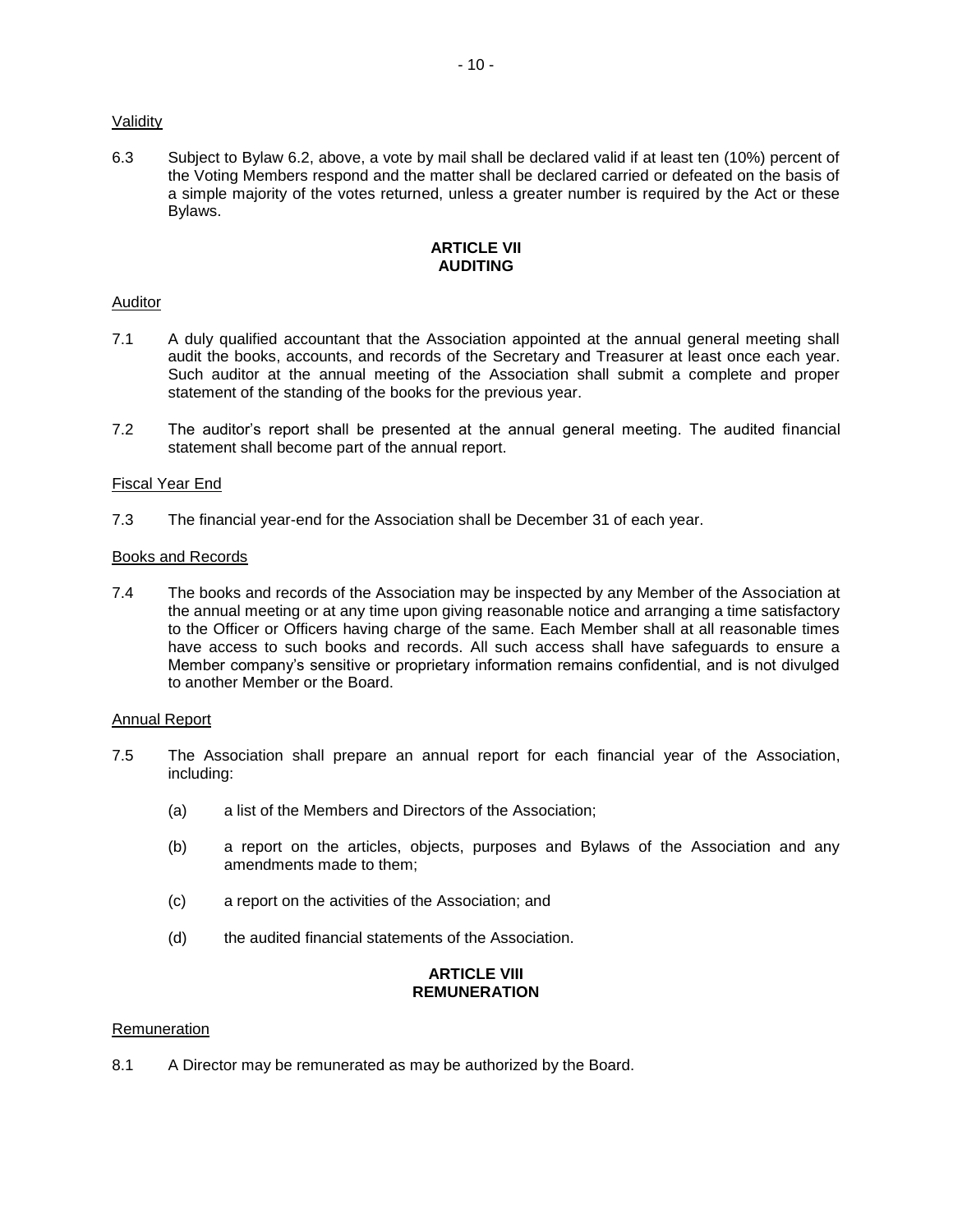Validity

6.3 Subject to Bylaw 6.2, above, a vote by mail shall be declared valid if at least ten (10%) percent of the Voting Members respond and the matter shall be declared carried or defeated on the basis of a simple majority of the votes returned, unless a greater number is required by the Act or these Bylaws.

## ARTICLE VII
## AUDITING

Auditor

7.1 A duly qualified accountant that the Association appointed at the annual general meeting shall audit the books, accounts, and records of the Secretary and Treasurer at least once each year. Such auditor at the annual meeting of the Association shall submit a complete and proper statement of the standing of the books for the previous year.

7.2 The auditor's report shall be presented at the annual general meeting. The audited financial statement shall become part of the annual report.

Fiscal Year End

7.3 The financial year-end for the Association shall be December 31 of each year.

Books and Records

7.4 The books and records of the Association may be inspected by any Member of the Association at the annual meeting or at any time upon giving reasonable notice and arranging a time satisfactory to the Officer or Officers having charge of the same. Each Member shall at all reasonable times have access to such books and records. All such access shall have safeguards to ensure a Member company's sensitive or proprietary information remains confidential, and is not divulged to another Member or the Board.

Annual Report

7.5 The Association shall prepare an annual report for each financial year of the Association, including:

(a) a list of the Members and Directors of the Association;

(b) a report on the articles, objects, purposes and Bylaws of the Association and any amendments made to them;

(c) a report on the activities of the Association; and

(d) the audited financial statements of the Association.

## ARTICLE VIII
## REMUNERATION

Remuneration

8.1 A Director may be remunerated as may be authorized by the Board.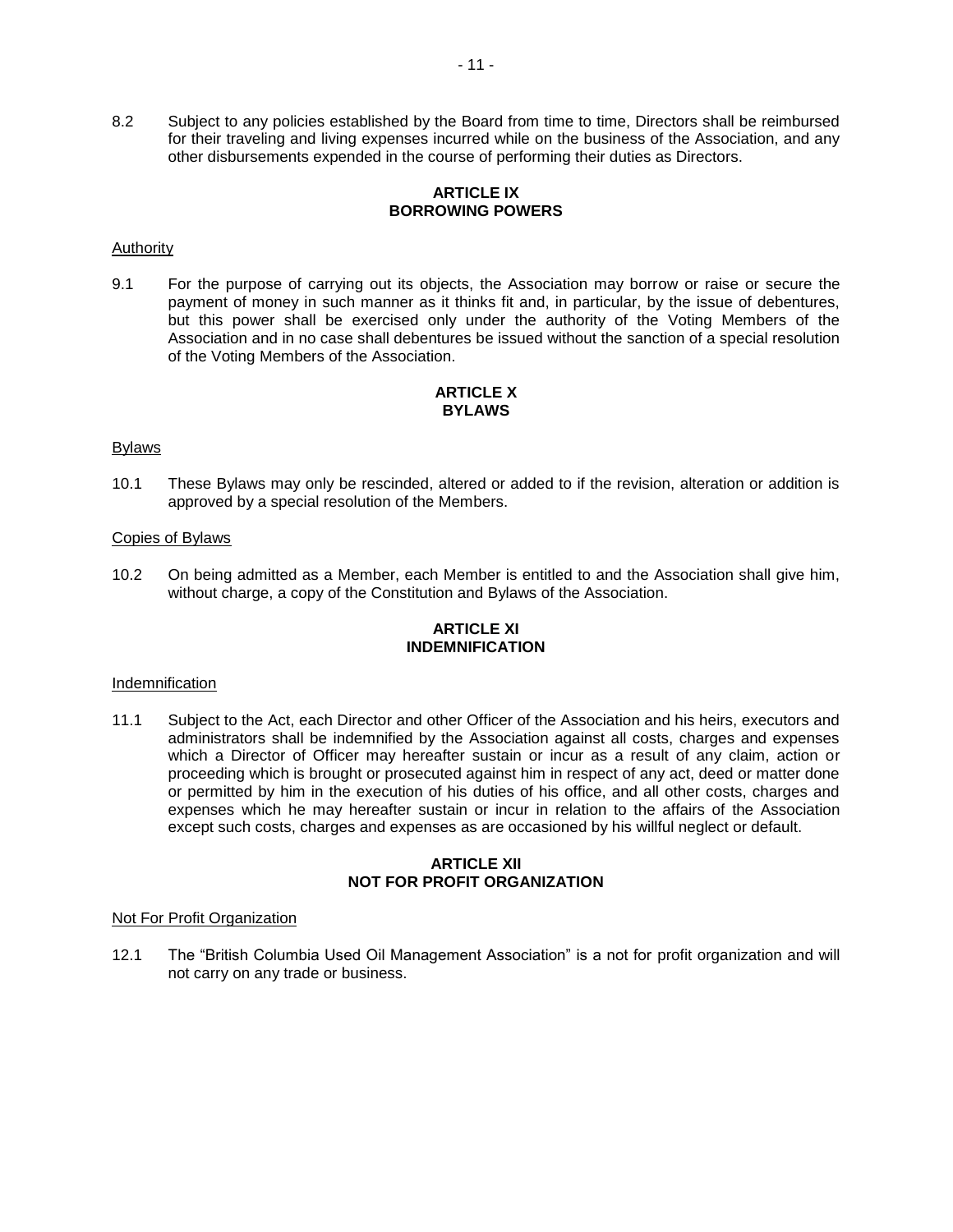8.2 Subject to any policies established by the Board from time to time, Directors shall be reimbursed for their traveling and living expenses incurred while on the business of the Association, and any other disbursements expended in the course of performing their duties as Directors.

## ARTICLE IX
## BORROWING POWERS

Authority

9.1 For the purpose of carrying out its objects, the Association may borrow or raise or secure the payment of money in such manner as it thinks fit and, in particular, by the issue of debentures, but this power shall be exercised only under the authority of the Voting Members of the Association and in no case shall debentures be issued without the sanction of a special resolution of the Voting Members of the Association.

## ARTICLE X
## BYLAWS

Bylaws

10.1 These Bylaws may only be rescinded, altered or added to if the revision, alteration or addition is approved by a special resolution of the Members.

Copies of Bylaws

10.2 On being admitted as a Member, each Member is entitled to and the Association shall give him, without charge, a copy of the Constitution and Bylaws of the Association.

## ARTICLE XI
## INDEMNIFICATION

Indemnification

11.1 Subject to the Act, each Director and other Officer of the Association and his heirs, executors and administrators shall be indemnified by the Association against all costs, charges and expenses which a Director of Officer may hereafter sustain or incur as a result of any claim, action or proceeding which is brought or prosecuted against him in respect of any act, deed or matter done or permitted by him in the execution of his duties of his office, and all other costs, charges and expenses which he may hereafter sustain or incur in relation to the affairs of the Association except such costs, charges and expenses as are occasioned by his willful neglect or default.

## ARTICLE XII
## NOT FOR PROFIT ORGANIZATION

Not For Profit Organization

12.1 The "British Columbia Used Oil Management Association" is a not for profit organization and will not carry on any trade or business.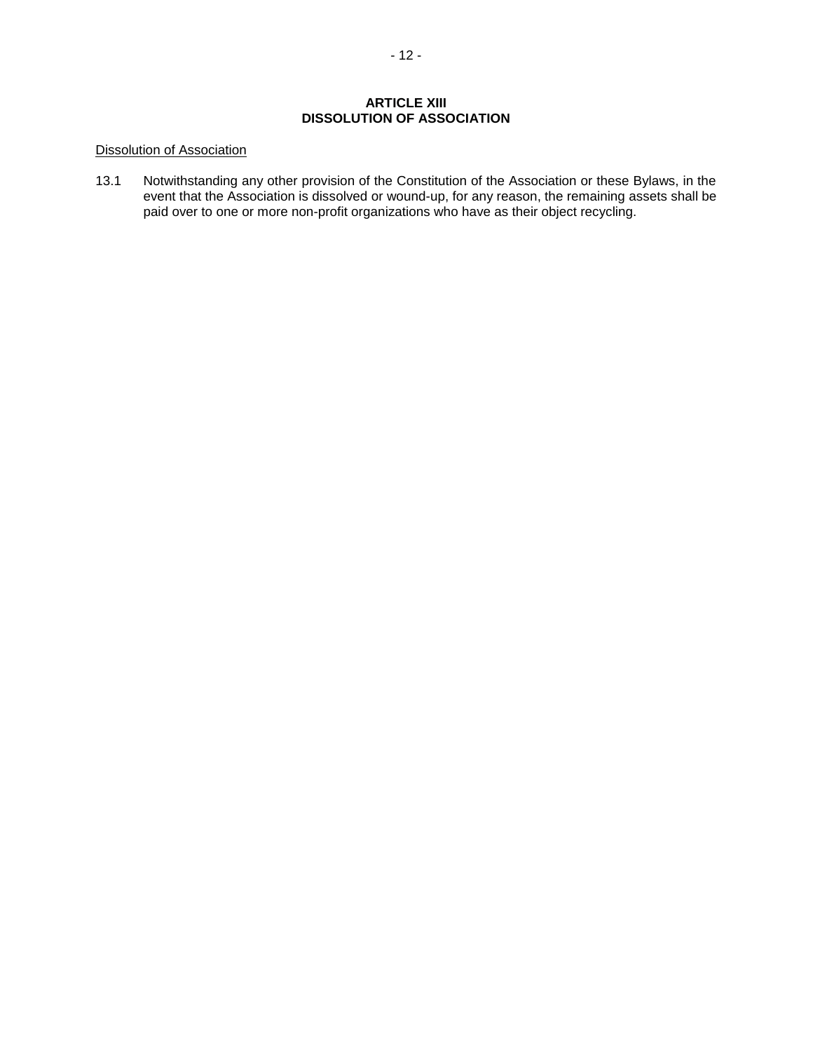## ARTICLE XIII
## DISSOLUTION OF ASSOCIATION

Dissolution of Association

13.1 Notwithstanding any other provision of the Constitution of the Association or these Bylaws, in the event that the Association is dissolved or wound-up, for any reason, the remaining assets shall be paid over to one or more non-profit organizations who have as their object recycling.